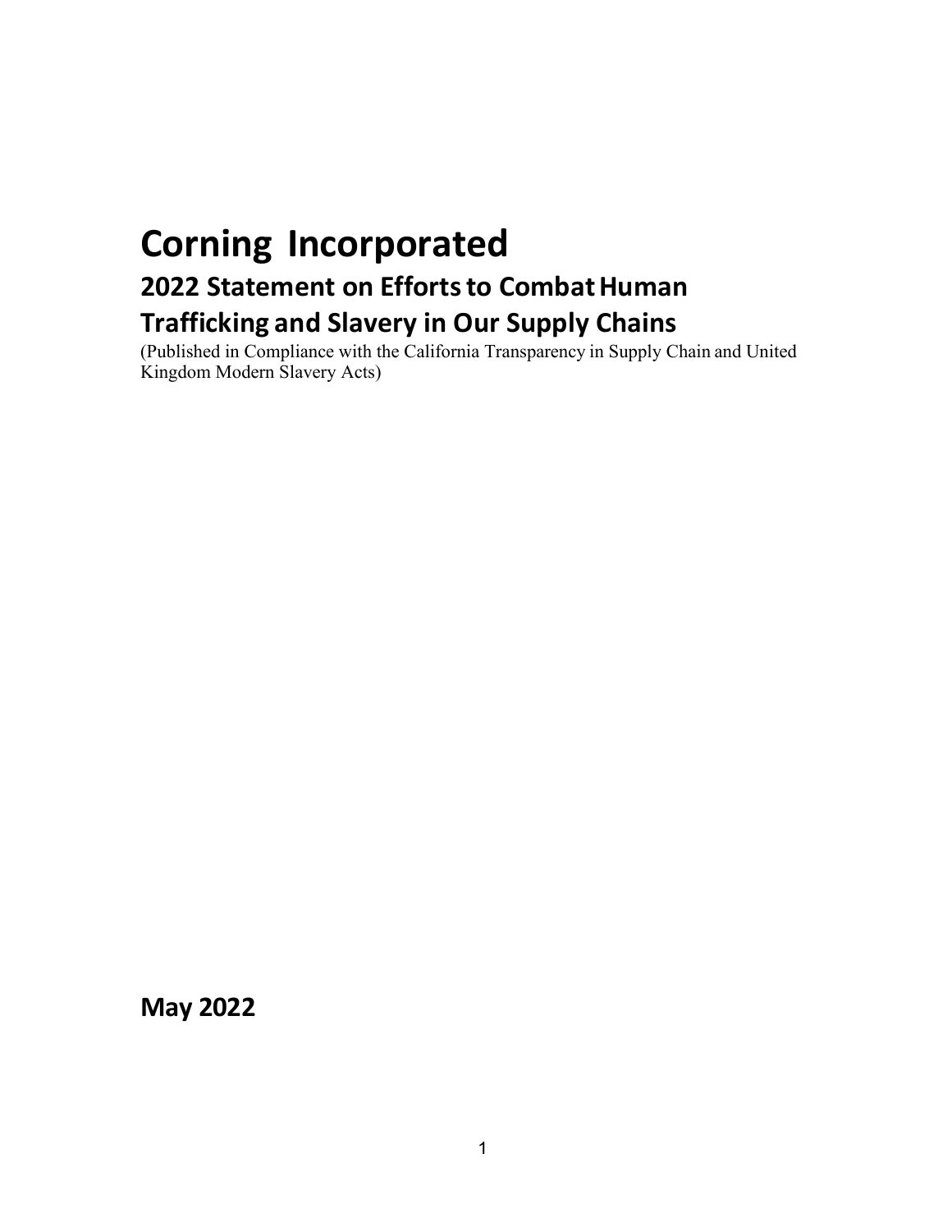# Corning Incorporated

## 2022 Statement on Efforts to Combat Human Trafficking and Slavery in Our Supply Chains

(Published in Compliance with the California Transparency in Supply Chain and United Kingdom Modern Slavery Acts)

**May 2022**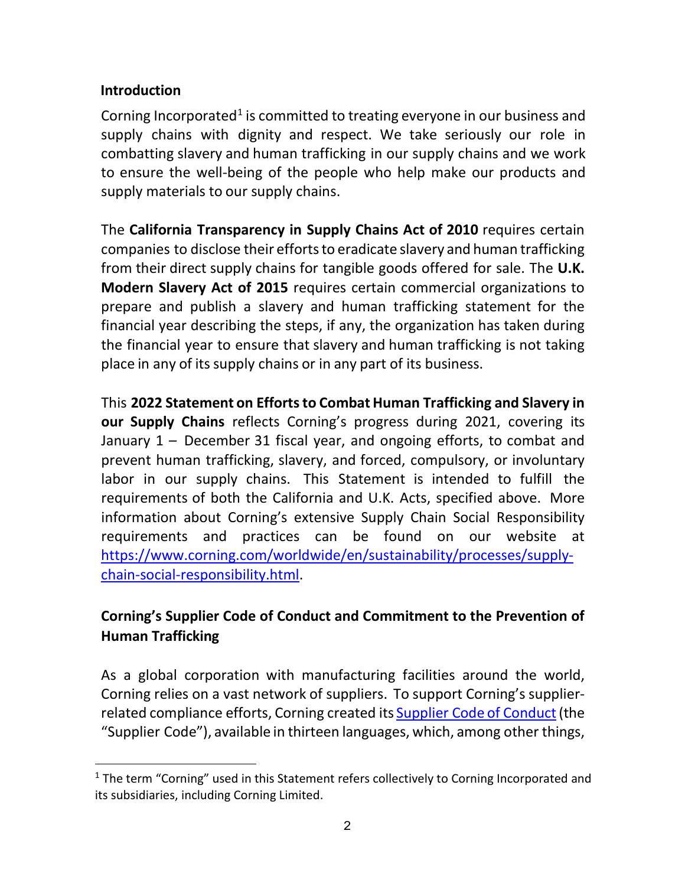## Introduction

Corning Incorporated[1] is committed to treating everyone in our business and supply chains with dignity and respect. We take seriously our role in combatting slavery and human trafficking in our supply chains and we work to ensure the well-being of the people who help make our products and supply materials to our supply chains.

The **California Transparency in Supply Chains Act of 2010** requires certain companies to disclose their efforts to eradicate slavery and human trafficking from their direct supply chains for tangible goods offered for sale. The **U.K. Modern Slavery Act of 2015** requires certain commercial organizations to prepare and publish a slavery and human trafficking statement for the financial year describing the steps, if any, the organization has taken during the financial year to ensure that slavery and human trafficking is not taking place in any of its supply chains or in any part of its business.

This **2022 Statement on Efforts to Combat Human Trafficking and Slavery in our Supply Chains** reflects Corning's progress during 2021, covering its January 1 – December 31 fiscal year, and ongoing efforts, to combat and prevent human trafficking, slavery, and forced, compulsory, or involuntary labor in our supply chains. This Statement is intended to fulfill the requirements of both the California and U.K. Acts, specified above. More information about Corning's extensive Supply Chain Social Responsibility requirements and practices can be found on our website at [https://www.corning.com/worldwide/en/sustainability/processes/supply-chain-social-responsibility.html](https://www.corning.com/worldwide/en/sustainability/processes/supply-chain-social-responsibility.html).

## Corning's Supplier Code of Conduct and Commitment to the Prevention of Human Trafficking

As a global corporation with manufacturing facilities around the world, Corning relies on a vast network of suppliers. To support Corning's supplier-related compliance efforts, Corning created its Supplier Code of Conduct (the "Supplier Code"), available in thirteen languages, which, among other things,

[1] The term "Corning" used in this Statement refers collectively to Corning Incorporated and its subsidiaries, including Corning Limited.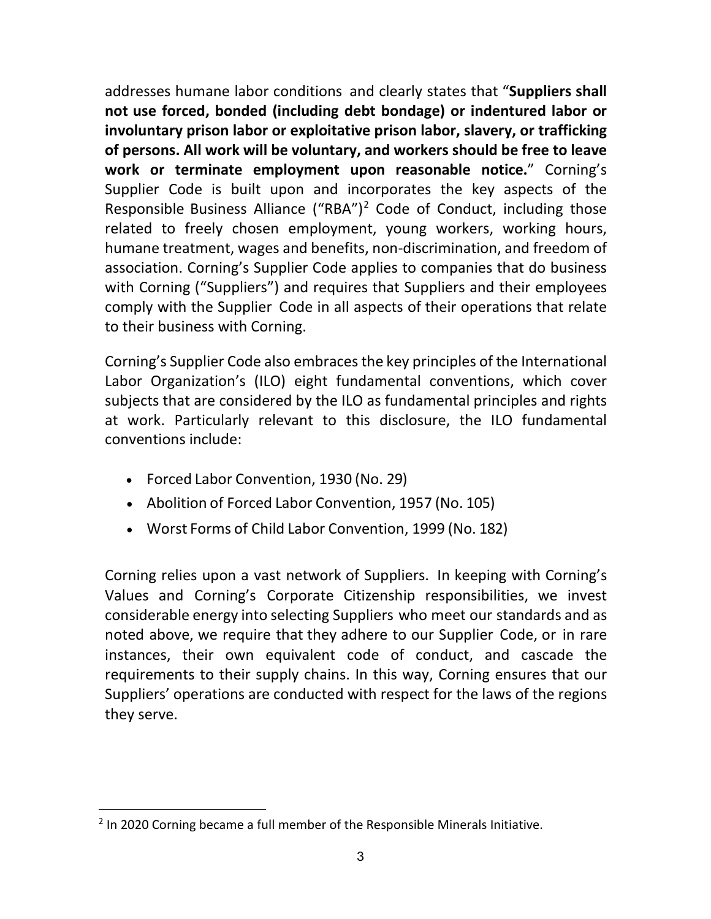addresses humane labor conditions and clearly states that "**Suppliers shall not use forced, bonded (including debt bondage) or indentured labor or involuntary prison labor or exploitative prison labor, slavery, or trafficking of persons. All work will be voluntary, and workers should be free to leave work or terminate employment upon reasonable notice.**" Corning's Supplier Code is built upon and incorporates the key aspects of the Responsible Business Alliance ("RBA")[2] Code of Conduct, including those related to freely chosen employment, young workers, working hours, humane treatment, wages and benefits, non-discrimination, and freedom of association. Corning's Supplier Code applies to companies that do business with Corning ("Suppliers") and requires that Suppliers and their employees comply with the Supplier Code in all aspects of their operations that relate to their business with Corning.

Corning's Supplier Code also embraces the key principles of the International Labor Organization's (ILO) eight fundamental conventions, which cover subjects that are considered by the ILO as fundamental principles and rights at work. Particularly relevant to this disclosure, the ILO fundamental conventions include:

- Forced Labor Convention, 1930 (No. 29)
- Abolition of Forced Labor Convention, 1957 (No. 105)
- Worst Forms of Child Labor Convention, 1999 (No. 182)

Corning relies upon a vast network of Suppliers. In keeping with Corning's Values and Corning's Corporate Citizenship responsibilities, we invest considerable energy into selecting Suppliers who meet our standards and as noted above, we require that they adhere to our Supplier Code, or in rare instances, their own equivalent code of conduct, and cascade the requirements to their supply chains. In this way, Corning ensures that our Suppliers' operations are conducted with respect for the laws of the regions they serve.

[2] In 2020 Corning became a full member of the Responsible Minerals Initiative.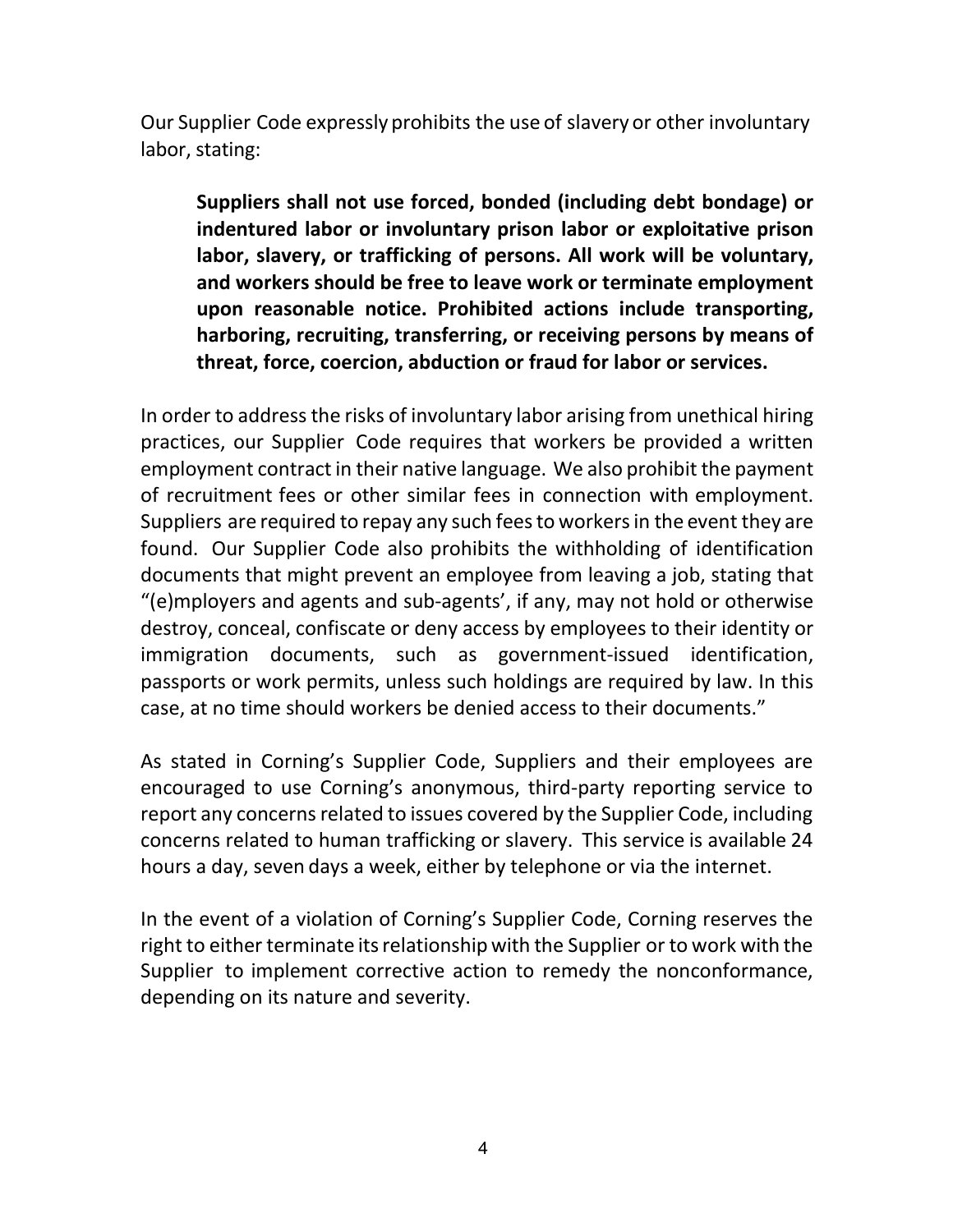Our Supplier Code expressly prohibits the use of slavery or other involuntary labor, stating:

> **Suppliers shall not use forced, bonded (including debt bondage) or indentured labor or involuntary prison labor or exploitative prison labor, slavery, or trafficking of persons. All work will be voluntary, and workers should be free to leave work or terminate employment upon reasonable notice. Prohibited actions include transporting, harboring, recruiting, transferring, or receiving persons by means of threat, force, coercion, abduction or fraud for labor or services.**

In order to address the risks of involuntary labor arising from unethical hiring practices, our Supplier Code requires that workers be provided a written employment contract in their native language. We also prohibit the payment of recruitment fees or other similar fees in connection with employment. Suppliers are required to repay any such fees to workers in the event they are found. Our Supplier Code also prohibits the withholding of identification documents that might prevent an employee from leaving a job, stating that "(e)mployers and agents and sub-agents', if any, may not hold or otherwise destroy, conceal, confiscate or deny access by employees to their identity or immigration documents, such as government-issued identification, passports or work permits, unless such holdings are required by law. In this case, at no time should workers be denied access to their documents."

As stated in Corning's Supplier Code, Suppliers and their employees are encouraged to use Corning's anonymous, third-party reporting service to report any concerns related to issues covered by the Supplier Code, including concerns related to human trafficking or slavery. This service is available 24 hours a day, seven days a week, either by telephone or via the internet.

In the event of a violation of Corning's Supplier Code, Corning reserves the right to either terminate its relationship with the Supplier or to work with the Supplier to implement corrective action to remedy the nonconformance, depending on its nature and severity.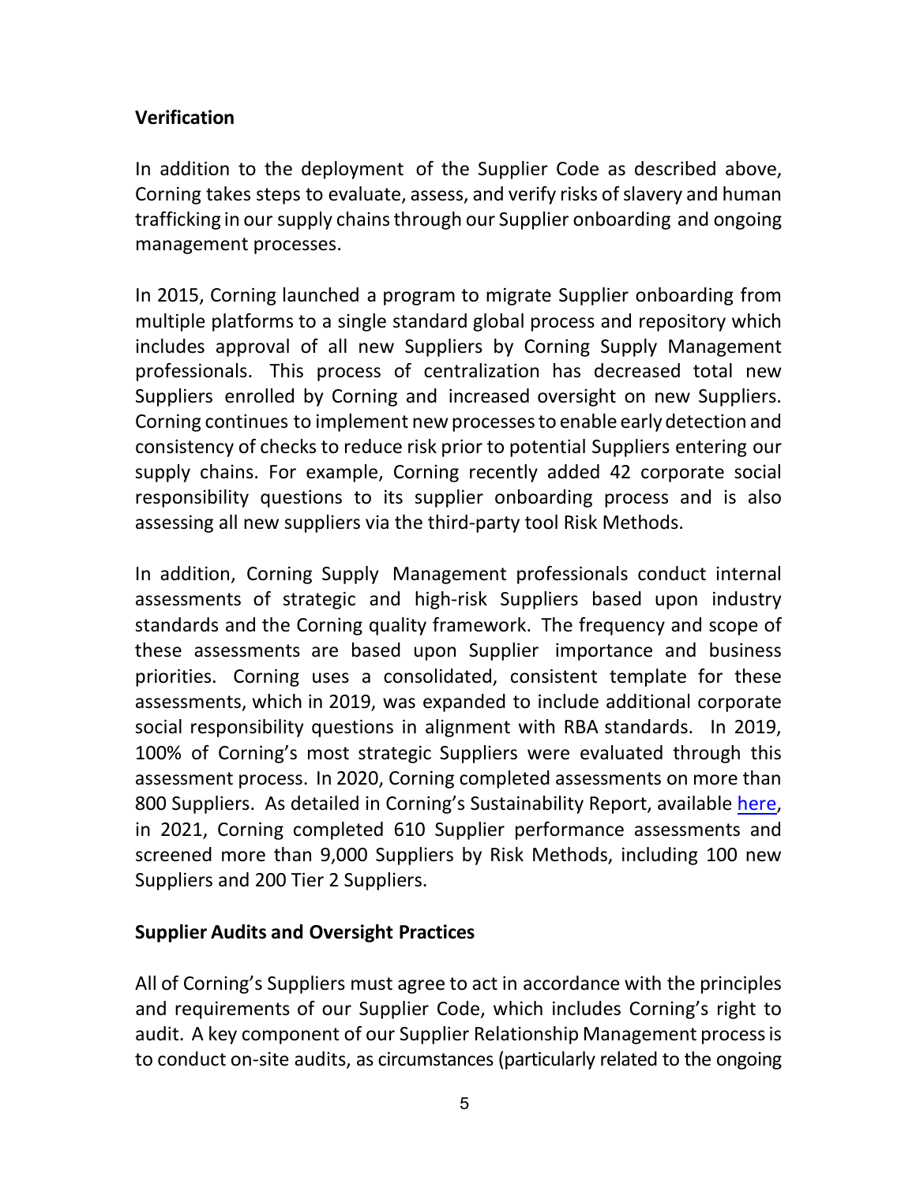## Verification

In addition to the deployment of the Supplier Code as described above, Corning takes steps to evaluate, assess, and verify risks of slavery and human trafficking in our supply chains through our Supplier onboarding and ongoing management processes.

In 2015, Corning launched a program to migrate Supplier onboarding from multiple platforms to a single standard global process and repository which includes approval of all new Suppliers by Corning Supply Management professionals. This process of centralization has decreased total new Suppliers enrolled by Corning and increased oversight on new Suppliers. Corning continues to implement new processes to enable early detection and consistency of checks to reduce risk prior to potential Suppliers entering our supply chains. For example, Corning recently added 42 corporate social responsibility questions to its supplier onboarding process and is also assessing all new suppliers via the third-party tool Risk Methods.

In addition, Corning Supply Management professionals conduct internal assessments of strategic and high-risk Suppliers based upon industry standards and the Corning quality framework. The frequency and scope of these assessments are based upon Supplier importance and business priorities. Corning uses a consolidated, consistent template for these assessments, which in 2019, was expanded to include additional corporate social responsibility questions in alignment with RBA standards. In 2019, 100% of Corning's most strategic Suppliers were evaluated through this assessment process. In 2020, Corning completed assessments on more than 800 Suppliers. As detailed in Corning's Sustainability Report, available here, in 2021, Corning completed 610 Supplier performance assessments and screened more than 9,000 Suppliers by Risk Methods, including 100 new Suppliers and 200 Tier 2 Suppliers.

## Supplier Audits and Oversight Practices

All of Corning's Suppliers must agree to act in accordance with the principles and requirements of our Supplier Code, which includes Corning's right to audit. A key component of our Supplier Relationship Management process is to conduct on-site audits, as circumstances (particularly related to the ongoing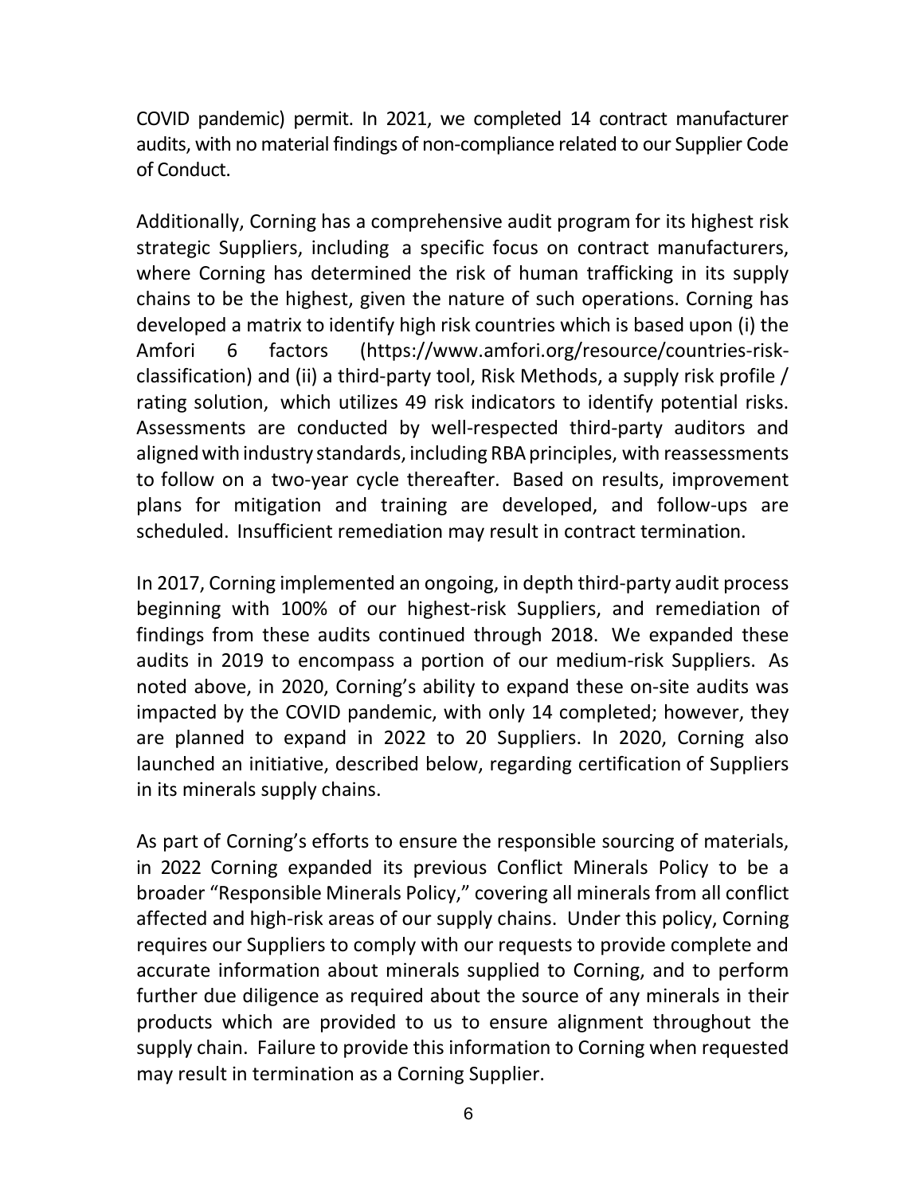COVID pandemic) permit. In 2021, we completed 14 contract manufacturer audits, with no material findings of non-compliance related to our Supplier Code of Conduct.

Additionally, Corning has a comprehensive audit program for its highest risk strategic Suppliers, including a specific focus on contract manufacturers, where Corning has determined the risk of human trafficking in its supply chains to be the highest, given the nature of such operations. Corning has developed a matrix to identify high risk countries which is based upon (i) the Amfori 6 factors (https://www.amfori.org/resource/countries-risk-classification) and (ii) a third-party tool, Risk Methods, a supply risk profile / rating solution, which utilizes 49 risk indicators to identify potential risks. Assessments are conducted by well-respected third-party auditors and aligned with industry standards, including RBA principles, with reassessments to follow on a two-year cycle thereafter. Based on results, improvement plans for mitigation and training are developed, and follow-ups are scheduled. Insufficient remediation may result in contract termination.

In 2017, Corning implemented an ongoing, in depth third-party audit process beginning with 100% of our highest-risk Suppliers, and remediation of findings from these audits continued through 2018. We expanded these audits in 2019 to encompass a portion of our medium-risk Suppliers. As noted above, in 2020, Corning's ability to expand these on-site audits was impacted by the COVID pandemic, with only 14 completed; however, they are planned to expand in 2022 to 20 Suppliers. In 2020, Corning also launched an initiative, described below, regarding certification of Suppliers in its minerals supply chains.

As part of Corning's efforts to ensure the responsible sourcing of materials, in 2022 Corning expanded its previous Conflict Minerals Policy to be a broader "Responsible Minerals Policy," covering all minerals from all conflict affected and high-risk areas of our supply chains. Under this policy, Corning requires our Suppliers to comply with our requests to provide complete and accurate information about minerals supplied to Corning, and to perform further due diligence as required about the source of any minerals in their products which are provided to us to ensure alignment throughout the supply chain. Failure to provide this information to Corning when requested may result in termination as a Corning Supplier.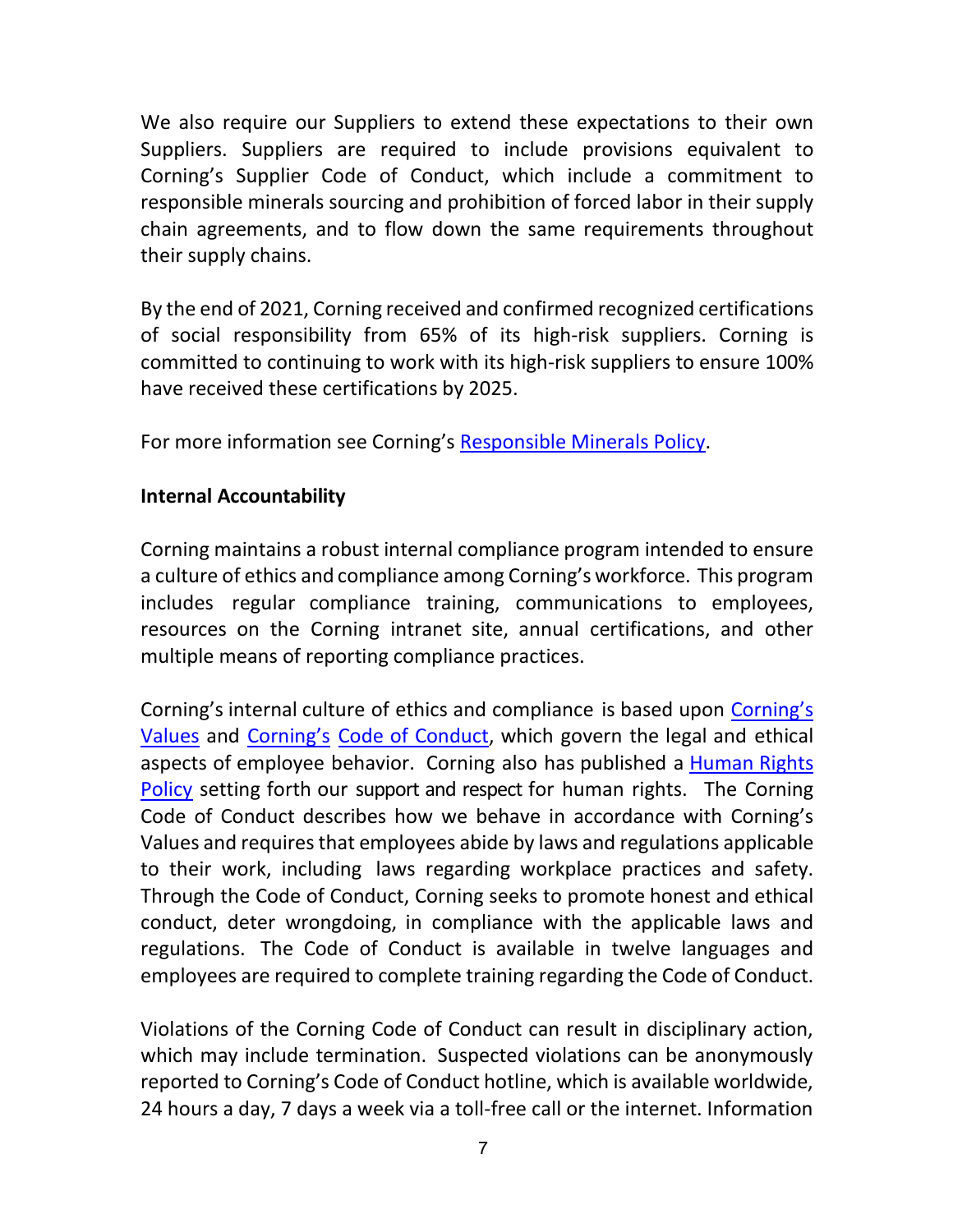We also require our Suppliers to extend these expectations to their own Suppliers. Suppliers are required to include provisions equivalent to Corning's Supplier Code of Conduct, which include a commitment to responsible minerals sourcing and prohibition of forced labor in their supply chain agreements, and to flow down the same requirements throughout their supply chains.

By the end of 2021, Corning received and confirmed recognized certifications of social responsibility from 65% of its high-risk suppliers. Corning is committed to continuing to work with its high-risk suppliers to ensure 100% have received these certifications by 2025.

For more information see Corning's Responsible Minerals Policy.

**Internal Accountability**

Corning maintains a robust internal compliance program intended to ensure a culture of ethics and compliance among Corning's workforce. This program includes regular compliance training, communications to employees, resources on the Corning intranet site, annual certifications, and other multiple means of reporting compliance practices.

Corning's internal culture of ethics and compliance is based upon Corning's Values and Corning's Code of Conduct, which govern the legal and ethical aspects of employee behavior. Corning also has published a Human Rights Policy setting forth our support and respect for human rights. The Corning Code of Conduct describes how we behave in accordance with Corning's Values and requires that employees abide by laws and regulations applicable to their work, including laws regarding workplace practices and safety. Through the Code of Conduct, Corning seeks to promote honest and ethical conduct, deter wrongdoing, in compliance with the applicable laws and regulations. The Code of Conduct is available in twelve languages and employees are required to complete training regarding the Code of Conduct.

Violations of the Corning Code of Conduct can result in disciplinary action, which may include termination. Suspected violations can be anonymously reported to Corning's Code of Conduct hotline, which is available worldwide, 24 hours a day, 7 days a week via a toll-free call or the internet. Information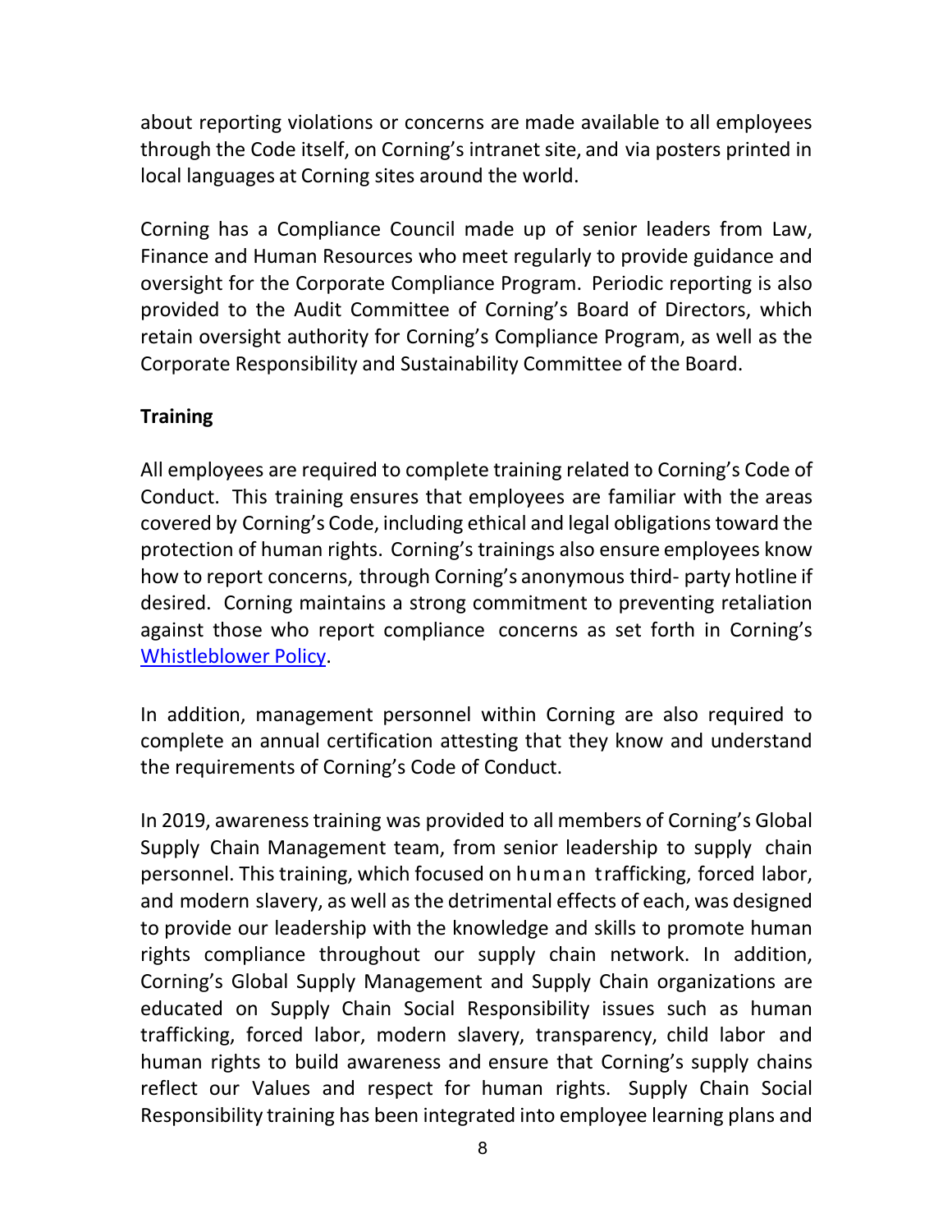about reporting violations or concerns are made available to all employees through the Code itself, on Corning's intranet site, and via posters printed in local languages at Corning sites around the world.

Corning has a Compliance Council made up of senior leaders from Law, Finance and Human Resources who meet regularly to provide guidance and oversight for the Corporate Compliance Program. Periodic reporting is also provided to the Audit Committee of Corning's Board of Directors, which retain oversight authority for Corning's Compliance Program, as well as the Corporate Responsibility and Sustainability Committee of the Board.

**Training**

All employees are required to complete training related to Corning's Code of Conduct. This training ensures that employees are familiar with the areas covered by Corning's Code, including ethical and legal obligations toward the protection of human rights. Corning's trainings also ensure employees know how to report concerns, through Corning's anonymous third- party hotline if desired. Corning maintains a strong commitment to preventing retaliation against those who report compliance concerns as set forth in Corning's Whistleblower Policy.

In addition, management personnel within Corning are also required to complete an annual certification attesting that they know and understand the requirements of Corning's Code of Conduct.

In 2019, awareness training was provided to all members of Corning's Global Supply Chain Management team, from senior leadership to supply chain personnel. This training, which focused on human trafficking, forced labor, and modern slavery, as well as the detrimental effects of each, was designed to provide our leadership with the knowledge and skills to promote human rights compliance throughout our supply chain network. In addition, Corning's Global Supply Management and Supply Chain organizations are educated on Supply Chain Social Responsibility issues such as human trafficking, forced labor, modern slavery, transparency, child labor and human rights to build awareness and ensure that Corning's supply chains reflect our Values and respect for human rights. Supply Chain Social Responsibility training has been integrated into employee learning plans and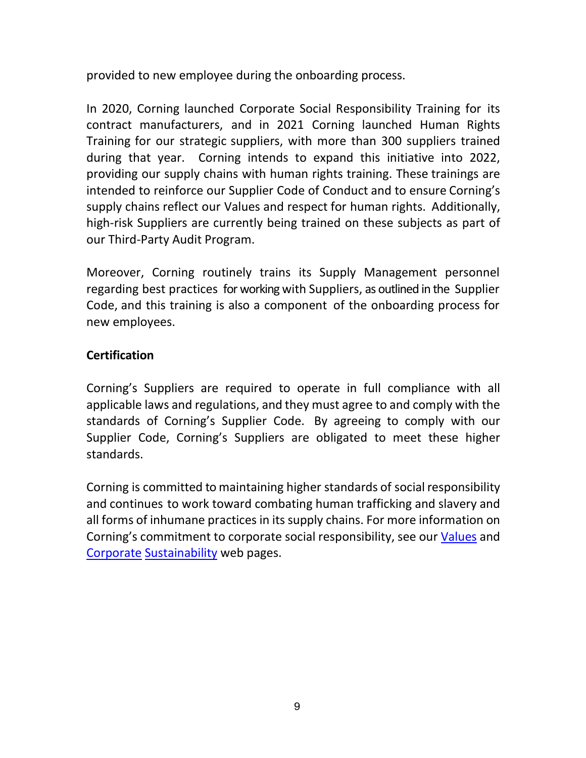provided to new employee during the onboarding process.

In 2020, Corning launched Corporate Social Responsibility Training for its contract manufacturers, and in 2021 Corning launched Human Rights Training for our strategic suppliers, with more than 300 suppliers trained during that year. Corning intends to expand this initiative into 2022, providing our supply chains with human rights training. These trainings are intended to reinforce our Supplier Code of Conduct and to ensure Corning's supply chains reflect our Values and respect for human rights. Additionally, high-risk Suppliers are currently being trained on these subjects as part of our Third-Party Audit Program.

Moreover, Corning routinely trains its Supply Management personnel regarding best practices for working with Suppliers, as outlined in the Supplier Code, and this training is also a component of the onboarding process for new employees.

**Certification**

Corning's Suppliers are required to operate in full compliance with all applicable laws and regulations, and they must agree to and comply with the standards of Corning's Supplier Code. By agreeing to comply with our Supplier Code, Corning's Suppliers are obligated to meet these higher standards.

Corning is committed to maintaining higher standards of social responsibility and continues to work toward combating human trafficking and slavery and all forms of inhumane practices in its supply chains. For more information on Corning's commitment to corporate social responsibility, see our Values and Corporate Sustainability web pages.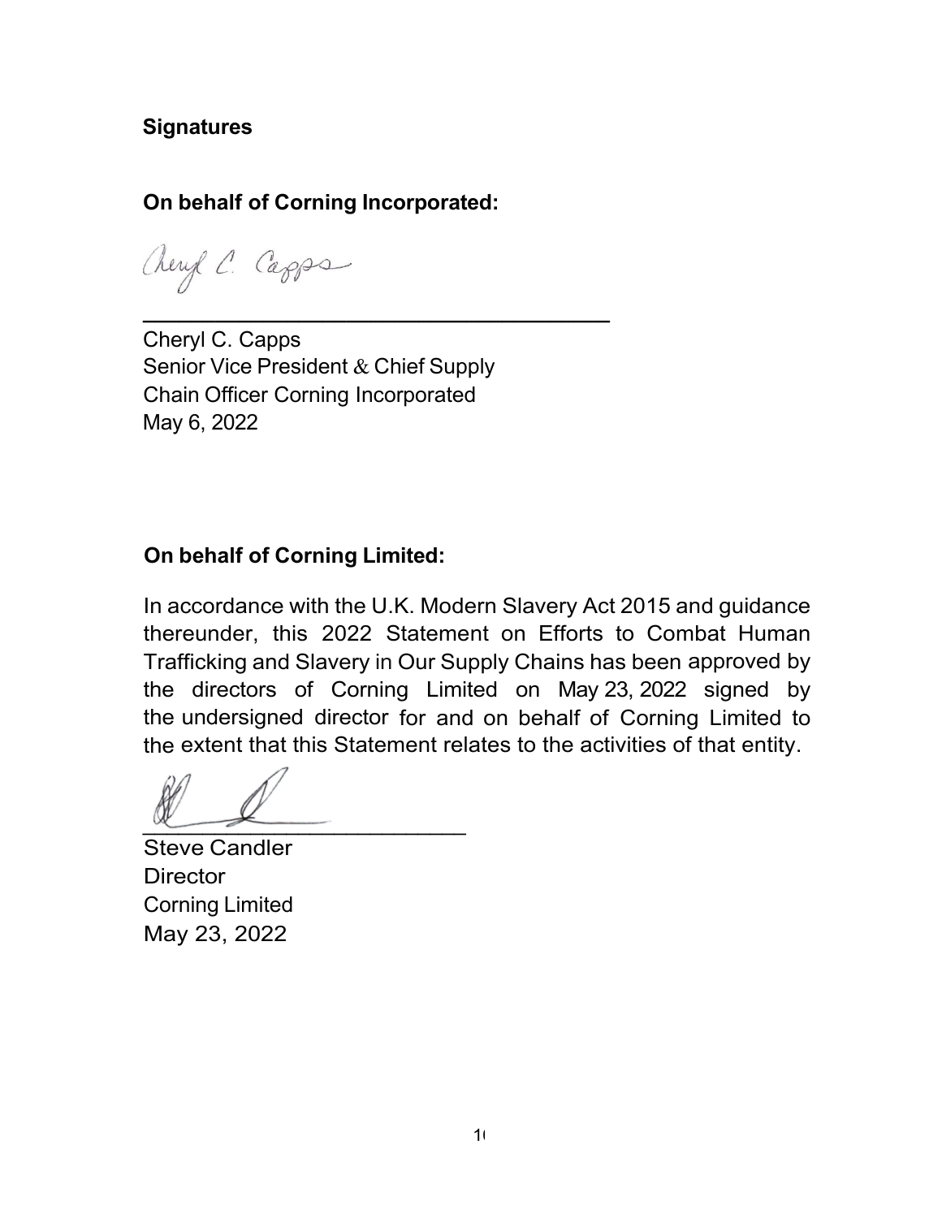**Signatures**

**On behalf of Corning Incorporated:**

Cheryl C. Capps
Senior Vice President & Chief Supply
Chain Officer Corning Incorporated
May 6, 2022

**On behalf of Corning Limited:**

In accordance with the U.K. Modern Slavery Act 2015 and guidance thereunder, this 2022 Statement on Efforts to Combat Human Trafficking and Slavery in Our Supply Chains has been approved by the directors of Corning Limited on May 23, 2022 signed by the undersigned director for and on behalf of Corning Limited to the extent that this Statement relates to the activities of that entity.

Steve Candler
Director
Corning Limited
May 23, 2022